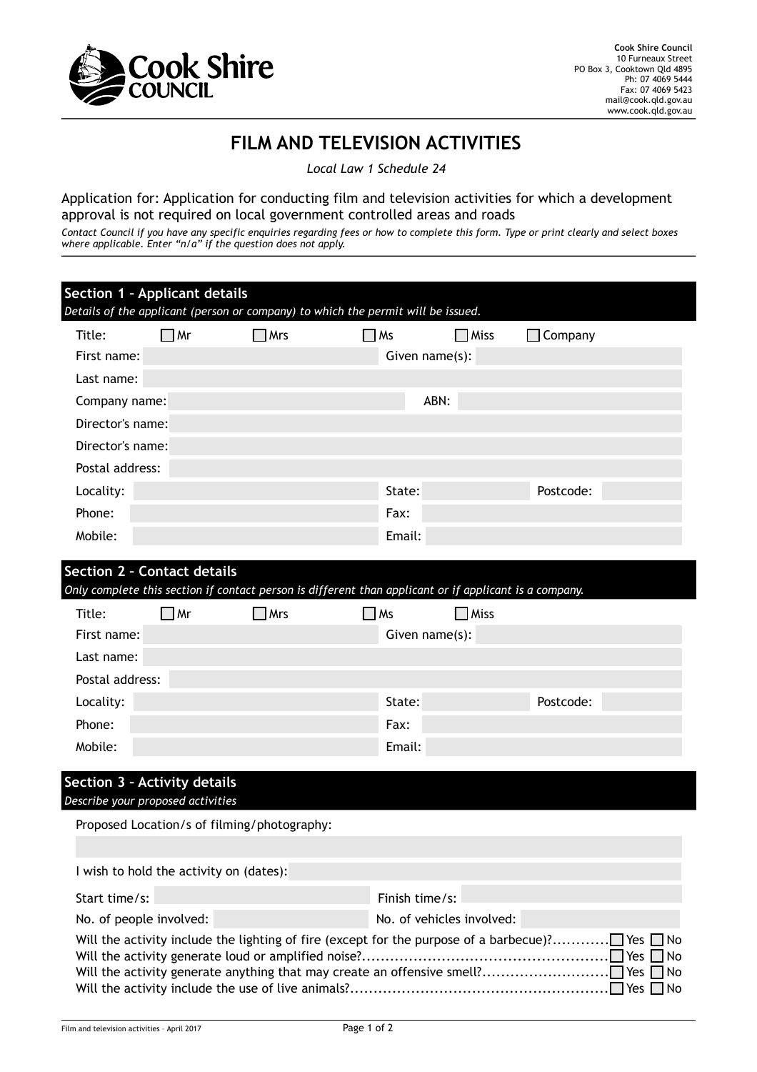**Cook Shire Council**
10 Furneaux Street
PO Box 3, Cooktown Qld 4895
Ph: 07 4069 5444
Fax: 07 4069 5423
mail@cook.qld.gov.au
www.cook.qld.gov.au

# FILM AND TELEVISION ACTIVITIES

*Local Law 1 Schedule 24*

Application for: Application for conducting film and television activities for which a development approval is not required on local government controlled areas and roads

*Contact Council if you have any specific enquiries regarding fees or how to complete this form. Type or print clearly and select boxes where applicable. Enter "n/a" if the question does not apply.*

## Section 1 – Applicant details

*Details of the applicant (person or company) to which the permit will be issued.*

Title: ☐ Mr ☐ Mrs ☐ Ms ☐ Miss ☐ Company

First name: Given name(s):

Last name:

Company name: ABN:

Director's name:

Director's name:

Postal address:

Locality: State: Postcode:

Phone: Fax:

Mobile: Email:

## Section 2 – Contact details

*Only complete this section if contact person is different than applicant or if applicant is a company.*

Title: ☐ Mr ☐ Mrs ☐ Ms ☐ Miss

First name: Given name(s):

Last name:

Postal address:

Locality: State: Postcode:

Phone: Fax:

Mobile: Email:

## Section 3 – Activity details

*Describe your proposed activities*

Proposed Location/s of filming/photography:

I wish to hold the activity on (dates):

Start time/s: Finish time/s:

No. of people involved: No. of vehicles involved:

Will the activity include the lighting of fire (except for the purpose of a barbecue)?............ ☐ Yes ☐ No

Will the activity generate loud or amplified noise?.................................................... ☐ Yes ☐ No

Will the activity generate anything that may create an offensive smell?.......................... ☐ Yes ☐ No

Will the activity include the use of live animals?...................................................... ☐ Yes ☐ No

Film and television activities – April 2017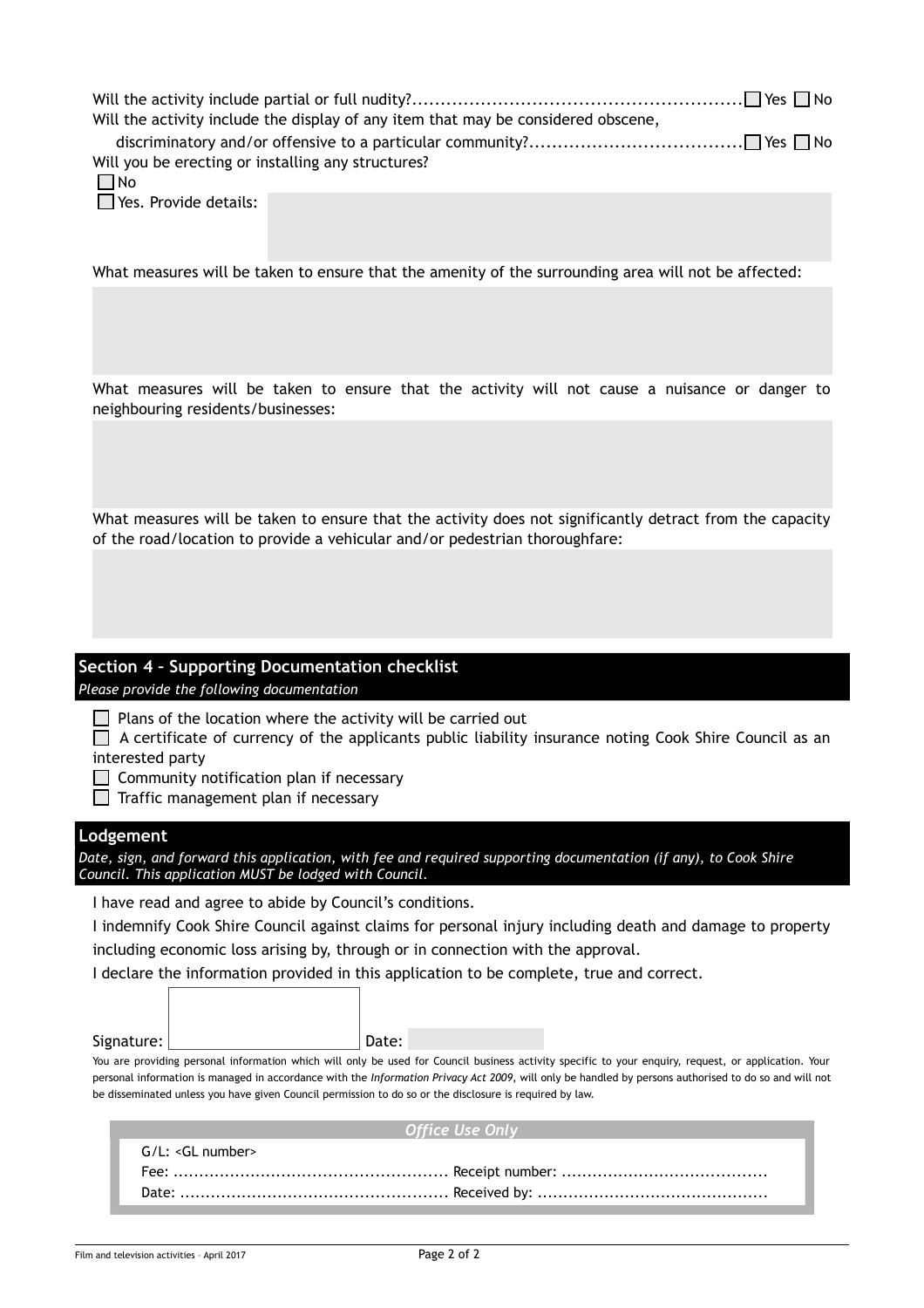Will the activity include partial or full nudity?.......................................................... ☐ Yes ☐ No

Will the activity include the display of any item that may be considered obscene, discriminatory and/or offensive to a particular community?..................................... ☐ Yes ☐ No

Will you be erecting or installing any structures?

☐ No

☐ Yes. Provide details:

What measures will be taken to ensure that the amenity of the surrounding area will not be affected:

What measures will be taken to ensure that the activity will not cause a nuisance or danger to neighbouring residents/businesses:

What measures will be taken to ensure that the activity does not significantly detract from the capacity of the road/location to provide a vehicular and/or pedestrian thoroughfare:

## Section 4 – Supporting Documentation checklist

*Please provide the following documentation*

☐ Plans of the location where the activity will be carried out

☐ A certificate of currency of the applicants public liability insurance noting Cook Shire Council as an interested party

☐ Community notification plan if necessary

☐ Traffic management plan if necessary

## Lodgement

*Date, sign, and forward this application, with fee and required supporting documentation (if any), to Cook Shire Council. This application MUST be lodged with Council.*

I have read and agree to abide by Council's conditions.

I indemnify Cook Shire Council against claims for personal injury including death and damage to property including economic loss arising by, through or in connection with the approval.

I declare the information provided in this application to be complete, true and correct.

Signature: Date:

You are providing personal information which will only be used for Council business activity specific to your enquiry, request, or application. Your personal information is managed in accordance with the *Information Privacy Act 2009*, will only be handled by persons authorised to do so and will not be disseminated unless you have given Council permission to do so or the disclosure is required by law.

*Office Use Only*

G/L: <GL number>

Fee: .................................................... Receipt number: .......................................

Date: .................................................... Received by: ............................................

Film and television activities – April 2017